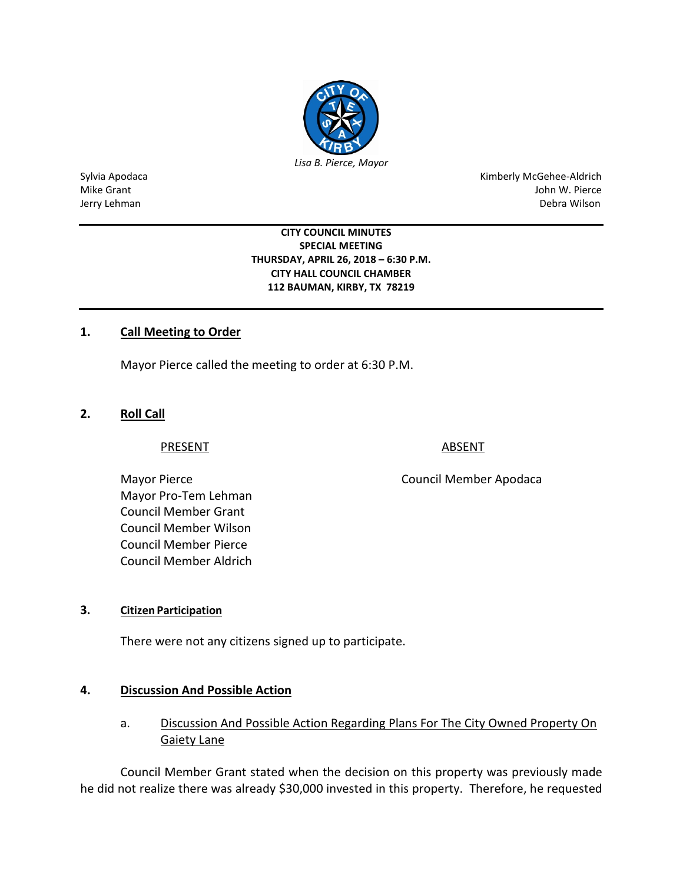*Lisa B. Pierce, Mayor*

| | |
|---|---|
| Sylvia Apodaca | Kimberly McGehee-Aldrich |
| Mike Grant | John W. Pierce |
| Jerry Lehman | Debra Wilson |

**CITY COUNCIL MINUTES**
**SPECIAL MEETING**
**THURSDAY, APRIL 26, 2018 – 6:30 P.M.**
**CITY HALL COUNCIL CHAMBER**
**112 BAUMAN, KIRBY, TX 78219**

## 1. Call Meeting to Order

Mayor Pierce called the meeting to order at 6:30 P.M.

## 2. Roll Call

| PRESENT | ABSENT |
|---|---|
| Mayor Pierce | Council Member Apodaca |
| Mayor Pro-Tem Lehman | |
| Council Member Grant | |
| Council Member Wilson | |
| Council Member Pierce | |
| Council Member Aldrich | |

## 3. Citizen Participation

There were not any citizens signed up to participate.

## 4. Discussion And Possible Action

a. Discussion And Possible Action Regarding Plans For The City Owned Property On Gaiety Lane

Council Member Grant stated when the decision on this property was previously made he did not realize there was already $30,000 invested in this property. Therefore, he requested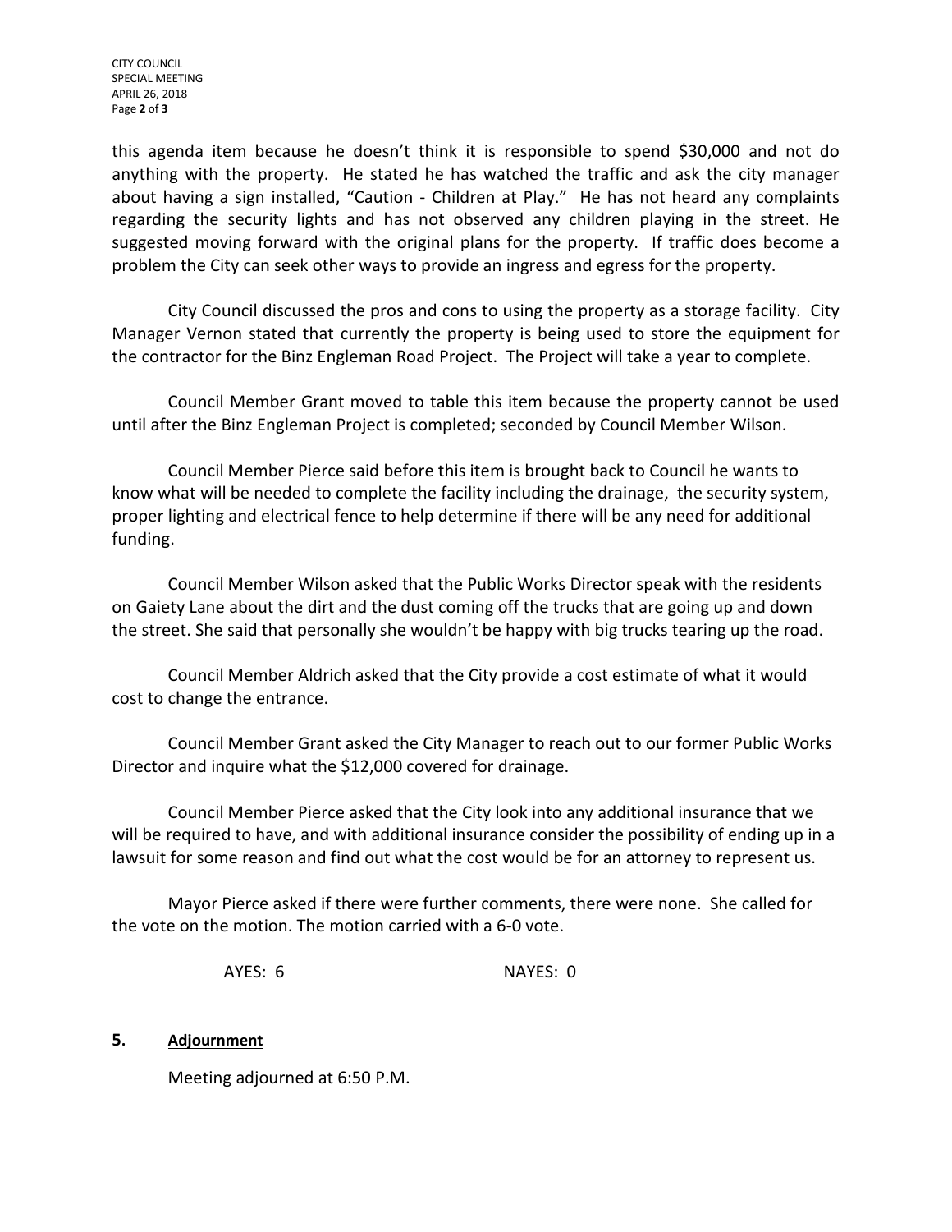this agenda item because he doesn't think it is responsible to spend $30,000 and not do anything with the property. He stated he has watched the traffic and ask the city manager about having a sign installed, "Caution - Children at Play." He has not heard any complaints regarding the security lights and has not observed any children playing in the street. He suggested moving forward with the original plans for the property. If traffic does become a problem the City can seek other ways to provide an ingress and egress for the property.

City Council discussed the pros and cons to using the property as a storage facility. City Manager Vernon stated that currently the property is being used to store the equipment for the contractor for the Binz Engleman Road Project. The Project will take a year to complete.

Council Member Grant moved to table this item because the property cannot be used until after the Binz Engleman Project is completed; seconded by Council Member Wilson.

Council Member Pierce said before this item is brought back to Council he wants to know what will be needed to complete the facility including the drainage, the security system, proper lighting and electrical fence to help determine if there will be any need for additional funding.

Council Member Wilson asked that the Public Works Director speak with the residents on Gaiety Lane about the dirt and the dust coming off the trucks that are going up and down the street. She said that personally she wouldn't be happy with big trucks tearing up the road.

Council Member Aldrich asked that the City provide a cost estimate of what it would cost to change the entrance.

Council Member Grant asked the City Manager to reach out to our former Public Works Director and inquire what the $12,000 covered for drainage.

Council Member Pierce asked that the City look into any additional insurance that we will be required to have, and with additional insurance consider the possibility of ending up in a lawsuit for some reason and find out what the cost would be for an attorney to represent us.

Mayor Pierce asked if there were further comments, there were none. She called for the vote on the motion. The motion carried with a 6-0 vote.

AYES: 6 NAYES: 0

**5. Adjournment**

Meeting adjourned at 6:50 P.M.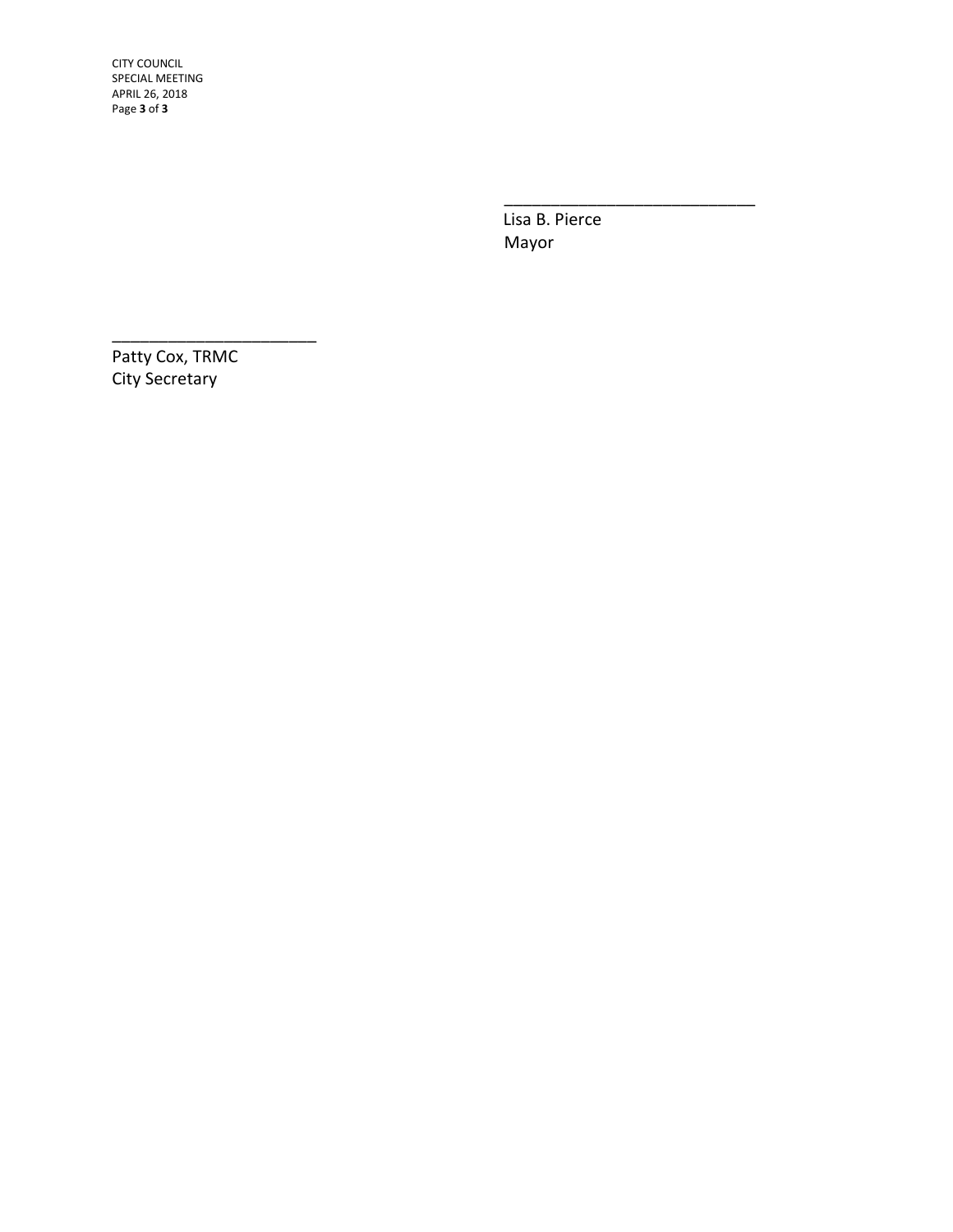\_\_\_\_\_\_\_\_\_\_\_\_\_\_\_\_\_\_\_\_\_\_\_\_\_\_\_\_

Lisa B. Pierce
Mayor

\_\_\_\_\_\_\_\_\_\_\_\_\_\_\_\_\_\_\_\_\_\_\_

Patty Cox, TRMC
City Secretary